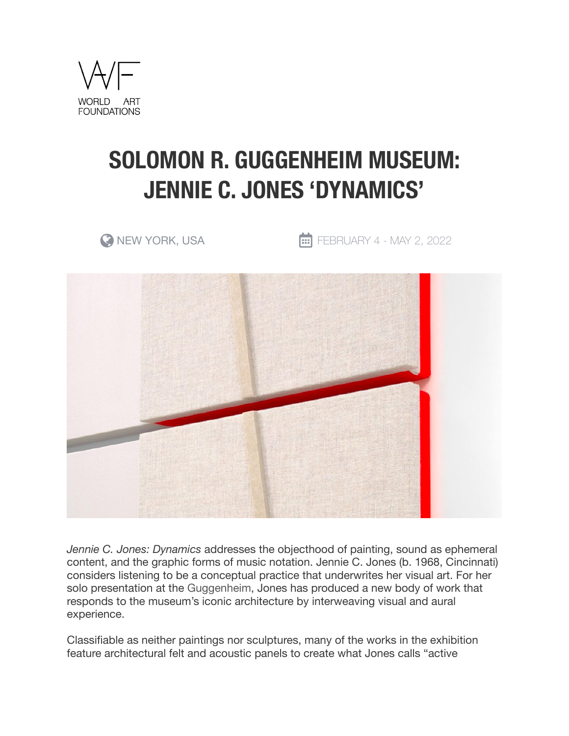WORLD ART FOUNDATIONS

# SOLOMON R. GUGGENHEIM MUSEUM: JENNIE C. JONES 'DYNAMICS'

NEW YORK, USA

FEBRUARY 4 - MAY 2, 2022

*Jennie C. Jones: Dynamics* addresses the objecthood of painting, sound as ephemeral content, and the graphic forms of music notation. Jennie C. Jones (b. 1968, Cincinnati) considers listening to be a conceptual practice that underwrites her visual art. For her solo presentation at the Guggenheim, Jones has produced a new body of work that responds to the museum's iconic architecture by interweaving visual and aural experience.

Classifiable as neither paintings nor sculptures, many of the works in the exhibition feature architectural felt and acoustic panels to create what Jones calls "active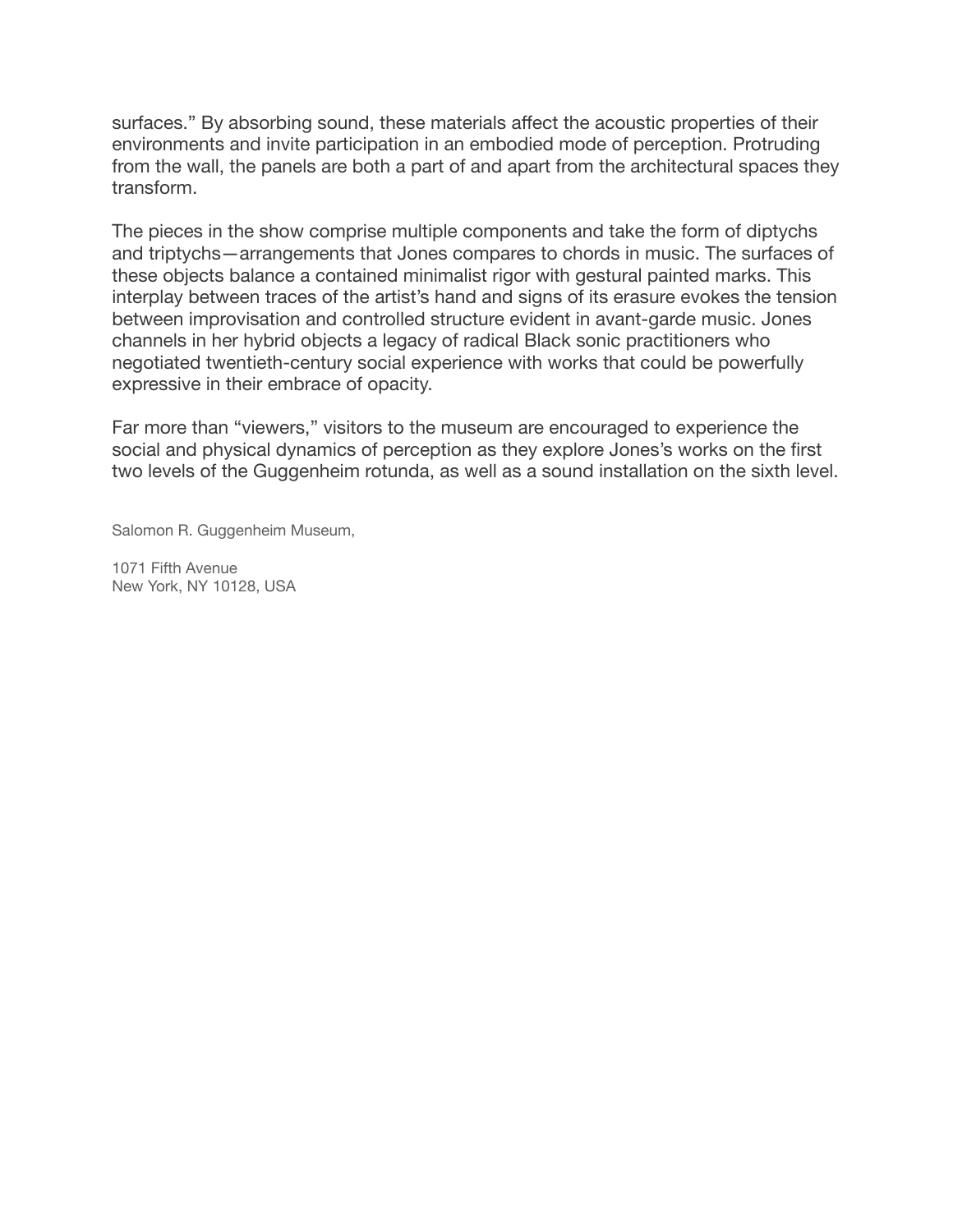surfaces." By absorbing sound, these materials affect the acoustic properties of their environments and invite participation in an embodied mode of perception. Protruding from the wall, the panels are both a part of and apart from the architectural spaces they transform.

The pieces in the show comprise multiple components and take the form of diptychs and triptychs—arrangements that Jones compares to chords in music. The surfaces of these objects balance a contained minimalist rigor with gestural painted marks. This interplay between traces of the artist's hand and signs of its erasure evokes the tension between improvisation and controlled structure evident in avant-garde music. Jones channels in her hybrid objects a legacy of radical Black sonic practitioners who negotiated twentieth-century social experience with works that could be powerfully expressive in their embrace of opacity.

Far more than "viewers," visitors to the museum are encouraged to experience the social and physical dynamics of perception as they explore Jones's works on the first two levels of the Guggenheim rotunda, as well as a sound installation on the sixth level.

Salomon R. Guggenheim Museum,

1071 Fifth Avenue
New York, NY 10128, USA